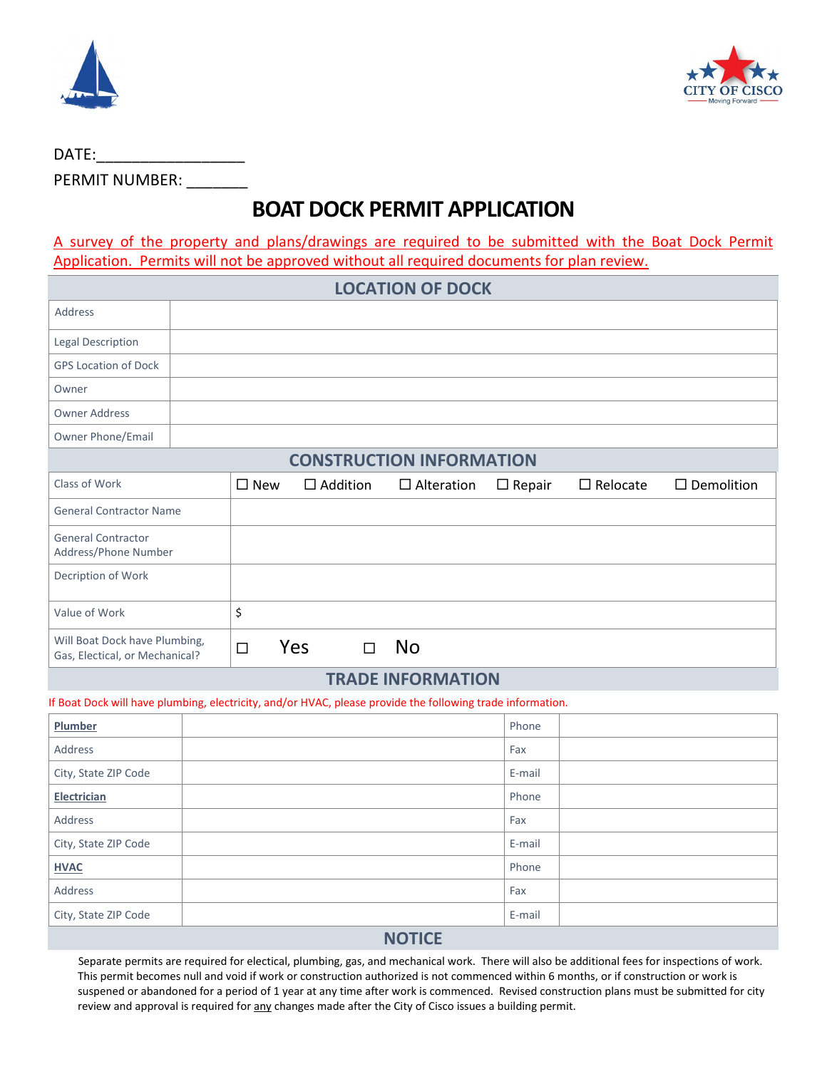CITY OF CISCO
Moving Forward

DATE:_________________

PERMIT NUMBER: _______

# BOAT DOCK PERMIT APPLICATION

A survey of the property and plans/drawings are required to be submitted with the Boat Dock Permit Application. Permits will not be approved without all required documents for plan review.

## LOCATION OF DOCK

| | |
|---|---|
| Address | |
| Legal Description | |
| GPS Location of Dock | |
| Owner | |
| Owner Address | |
| Owner Phone/Email | |

## CONSTRUCTION INFORMATION

| | |
|---|---|
| Class of Work | ☐ New ☐ Addition ☐ Alteration ☐ Repair ☐ Relocate ☐ Demolition |
| General Contractor Name | |
| General Contractor Address/Phone Number | |
| Decription of Work | |
| Value of Work | $ |
| Will Boat Dock have Plumbing, Gas, Electrical, or Mechanical? | ☐ Yes ☐ No |

## TRADE INFORMATION

If Boat Dock will have plumbing, electricity, and/or HVAC, please provide the following trade information.

| | | | |
|---|---|---|---|
| **Plumber** | | Phone | |
| Address | | Fax | |
| City, State ZIP Code | | E-mail | |
| **Electrician** | | Phone | |
| Address | | Fax | |
| City, State ZIP Code | | E-mail | |
| **HVAC** | | Phone | |
| Address | | Fax | |
| City, State ZIP Code | | E-mail | |

## NOTICE

Separate permits are required for electical, plumbing, gas, and mechanical work. There will also be additional fees for inspections of work. This permit becomes null and void if work or construction authorized is not commenced within 6 months, or if construction or work is suspened or abandoned for a period of 1 year at any time after work is commenced. Revised construction plans must be submitted for city review and approval is required for any changes made after the City of Cisco issues a building permit.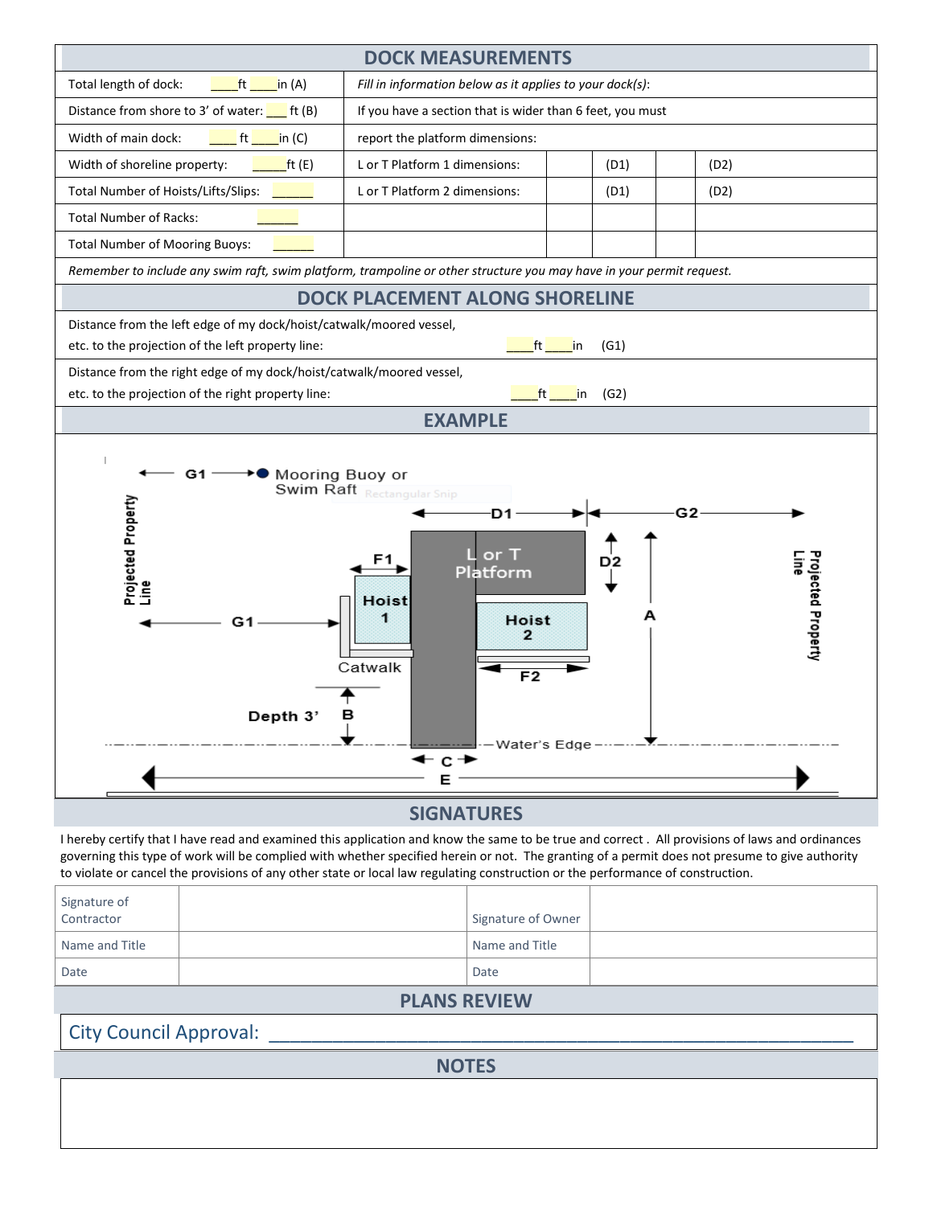## DOCK MEASUREMENTS

| | | | | |
|---|---|---|---|---|
| Total length of dock: ____ft ____in (A) | *Fill in information below as it applies to your dock(s):* | | | |
| Distance from shore to 3' of water: ___ ft (B) | If you have a section that is wider than 6 feet, you must | | | |
| Width of main dock: ____ ft ____in (C) | report the platform dimensions: | | | |
| Width of shoreline property: _____ft (E) | L or T Platform 1 dimensions: | (D1) | | (D2) |
| Total Number of Hoists/Lifts/Slips: ______ | L or T Platform 2 dimensions: | (D1) | | (D2) |
| Total Number of Racks: ______ | | | | |
| Total Number of Mooring Buoys: ______ | | | | |

*Remember to include any swim raft, swim platform, trampoline or other structure you may have in your permit request.*

## DOCK PLACEMENT ALONG SHORELINE

Distance from the left edge of my dock/hoist/catwalk/moored vessel, etc. to the projection of the left property line: ____ft ____in (G1)

Distance from the right edge of my dock/hoist/catwalk/moored vessel, etc. to the projection of the right property line: ____ft ____in (G2)

## EXAMPLE

G1 — Mooring Buoy or Swim Raft

D1 — G2

Projected Property Line

F1 — L or T Platform — D2

Hoist 1 — Hoist 2 — A

G1

Catwalk — F2

Depth 3' — B

Water's Edge

C

E

Projected Property Line

## SIGNATURES

I hereby certify that I have read and examined this application and know the same to be true and correct . All provisions of laws and ordinances governing this type of work will be complied with whether specified herein or not. The granting of a permit does not presume to give authority to violate or cancel the provisions of any other state or local law regulating construction or the performance of construction.

| | | | |
|---|---|---|---|
| Signature of Contractor | | Signature of Owner | |
| Name and Title | | Name and Title | |
| Date | | Date | |

## PLANS REVIEW

City Council Approval: ____________________________________________________________

## NOTES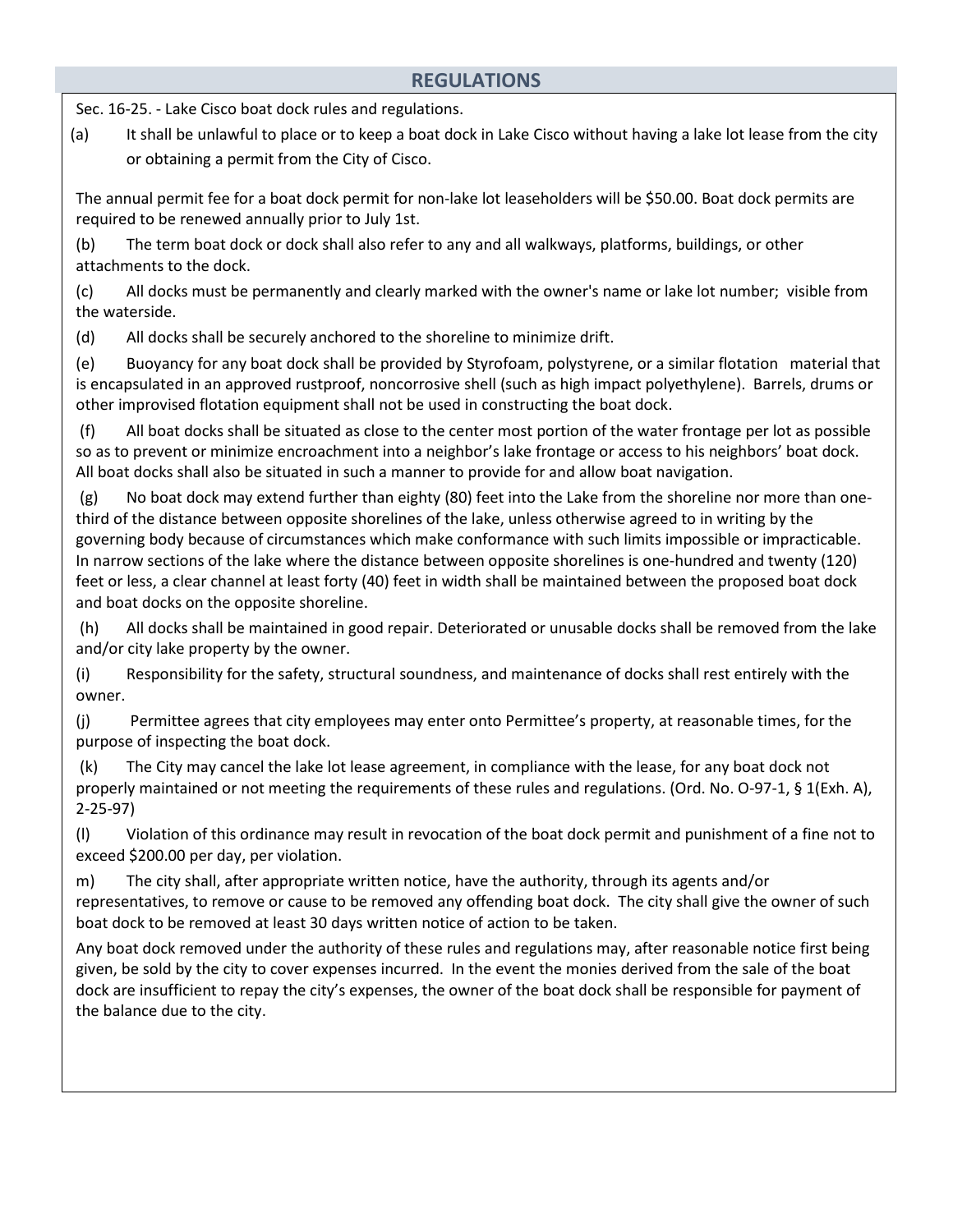## REGULATIONS

Sec. 16-25. - Lake Cisco boat dock rules and regulations.

(a) It shall be unlawful to place or to keep a boat dock in Lake Cisco without having a lake lot lease from the city or obtaining a permit from the City of Cisco.

The annual permit fee for a boat dock permit for non-lake lot leaseholders will be $50.00. Boat dock permits are required to be renewed annually prior to July 1st.

(b) The term boat dock or dock shall also refer to any and all walkways, platforms, buildings, or other attachments to the dock.

(c) All docks must be permanently and clearly marked with the owner's name or lake lot number; visible from the waterside.

(d) All docks shall be securely anchored to the shoreline to minimize drift.

(e) Buoyancy for any boat dock shall be provided by Styrofoam, polystyrene, or a similar flotation material that is encapsulated in an approved rustproof, noncorrosive shell (such as high impact polyethylene). Barrels, drums or other improvised flotation equipment shall not be used in constructing the boat dock.

(f) All boat docks shall be situated as close to the center most portion of the water frontage per lot as possible so as to prevent or minimize encroachment into a neighbor's lake frontage or access to his neighbors' boat dock. All boat docks shall also be situated in such a manner to provide for and allow boat navigation.

(g) No boat dock may extend further than eighty (80) feet into the Lake from the shoreline nor more than one-third of the distance between opposite shorelines of the lake, unless otherwise agreed to in writing by the governing body because of circumstances which make conformance with such limits impossible or impracticable. In narrow sections of the lake where the distance between opposite shorelines is one-hundred and twenty (120) feet or less, a clear channel at least forty (40) feet in width shall be maintained between the proposed boat dock and boat docks on the opposite shoreline.

(h) All docks shall be maintained in good repair. Deteriorated or unusable docks shall be removed from the lake and/or city lake property by the owner.

(i) Responsibility for the safety, structural soundness, and maintenance of docks shall rest entirely with the owner.

(j) Permittee agrees that city employees may enter onto Permittee's property, at reasonable times, for the purpose of inspecting the boat dock.

(k) The City may cancel the lake lot lease agreement, in compliance with the lease, for any boat dock not properly maintained or not meeting the requirements of these rules and regulations. (Ord. No. O-97-1, § 1(Exh. A), 2-25-97)

(l) Violation of this ordinance may result in revocation of the boat dock permit and punishment of a fine not to exceed $200.00 per day, per violation.

m) The city shall, after appropriate written notice, have the authority, through its agents and/or representatives, to remove or cause to be removed any offending boat dock. The city shall give the owner of such boat dock to be removed at least 30 days written notice of action to be taken.

Any boat dock removed under the authority of these rules and regulations may, after reasonable notice first being given, be sold by the city to cover expenses incurred. In the event the monies derived from the sale of the boat dock are insufficient to repay the city's expenses, the owner of the boat dock shall be responsible for payment of the balance due to the city.